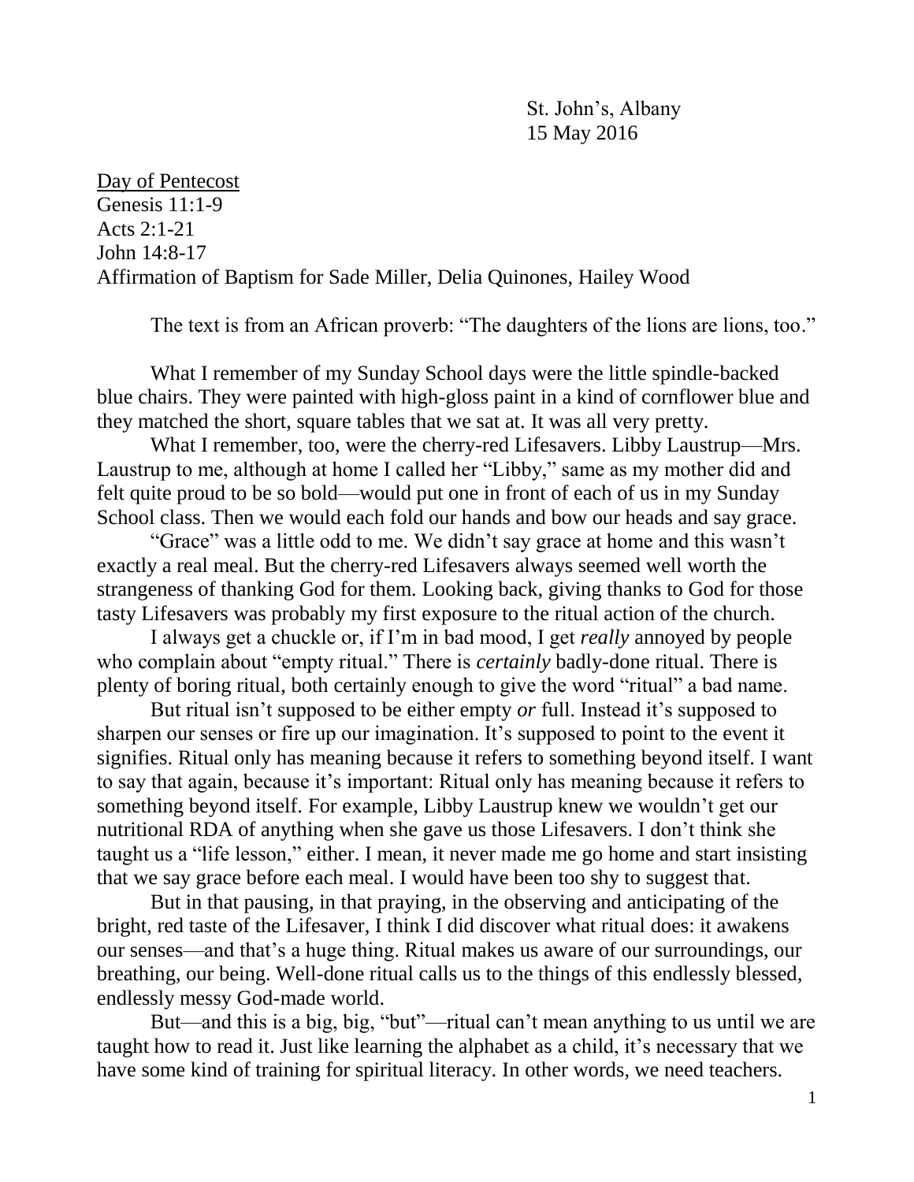St. John's, Albany
15 May 2016

Day of Pentecost
Genesis 11:1-9
Acts 2:1-21
John 14:8-17
Affirmation of Baptism for Sade Miller, Delia Quinones, Hailey Wood

The text is from an African proverb: "The daughters of the lions are lions, too."

What I remember of my Sunday School days were the little spindle-backed blue chairs. They were painted with high-gloss paint in a kind of cornflower blue and they matched the short, square tables that we sat at. It was all very pretty.

What I remember, too, were the cherry-red Lifesavers. Libby Laustrup—Mrs. Laustrup to me, although at home I called her "Libby," same as my mother did and felt quite proud to be so bold—would put one in front of each of us in my Sunday School class. Then we would each fold our hands and bow our heads and say grace.

"Grace" was a little odd to me. We didn't say grace at home and this wasn't exactly a real meal. But the cherry-red Lifesavers always seemed well worth the strangeness of thanking God for them. Looking back, giving thanks to God for those tasty Lifesavers was probably my first exposure to the ritual action of the church.

I always get a chuckle or, if I'm in bad mood, I get *really* annoyed by people who complain about "empty ritual." There is *certainly* badly-done ritual. There is plenty of boring ritual, both certainly enough to give the word "ritual" a bad name.

But ritual isn't supposed to be either empty *or* full. Instead it's supposed to sharpen our senses or fire up our imagination. It's supposed to point to the event it signifies. Ritual only has meaning because it refers to something beyond itself. I want to say that again, because it's important: Ritual only has meaning because it refers to something beyond itself. For example, Libby Laustrup knew we wouldn't get our nutritional RDA of anything when she gave us those Lifesavers. I don't think she taught us a "life lesson," either. I mean, it never made me go home and start insisting that we say grace before each meal. I would have been too shy to suggest that.

But in that pausing, in that praying, in the observing and anticipating of the bright, red taste of the Lifesaver, I think I did discover what ritual does: it awakens our senses—and that's a huge thing. Ritual makes us aware of our surroundings, our breathing, our being. Well-done ritual calls us to the things of this endlessly blessed, endlessly messy God-made world.

But—and this is a big, big, "but"—ritual can't mean anything to us until we are taught how to read it. Just like learning the alphabet as a child, it's necessary that we have some kind of training for spiritual literacy. In other words, we need teachers.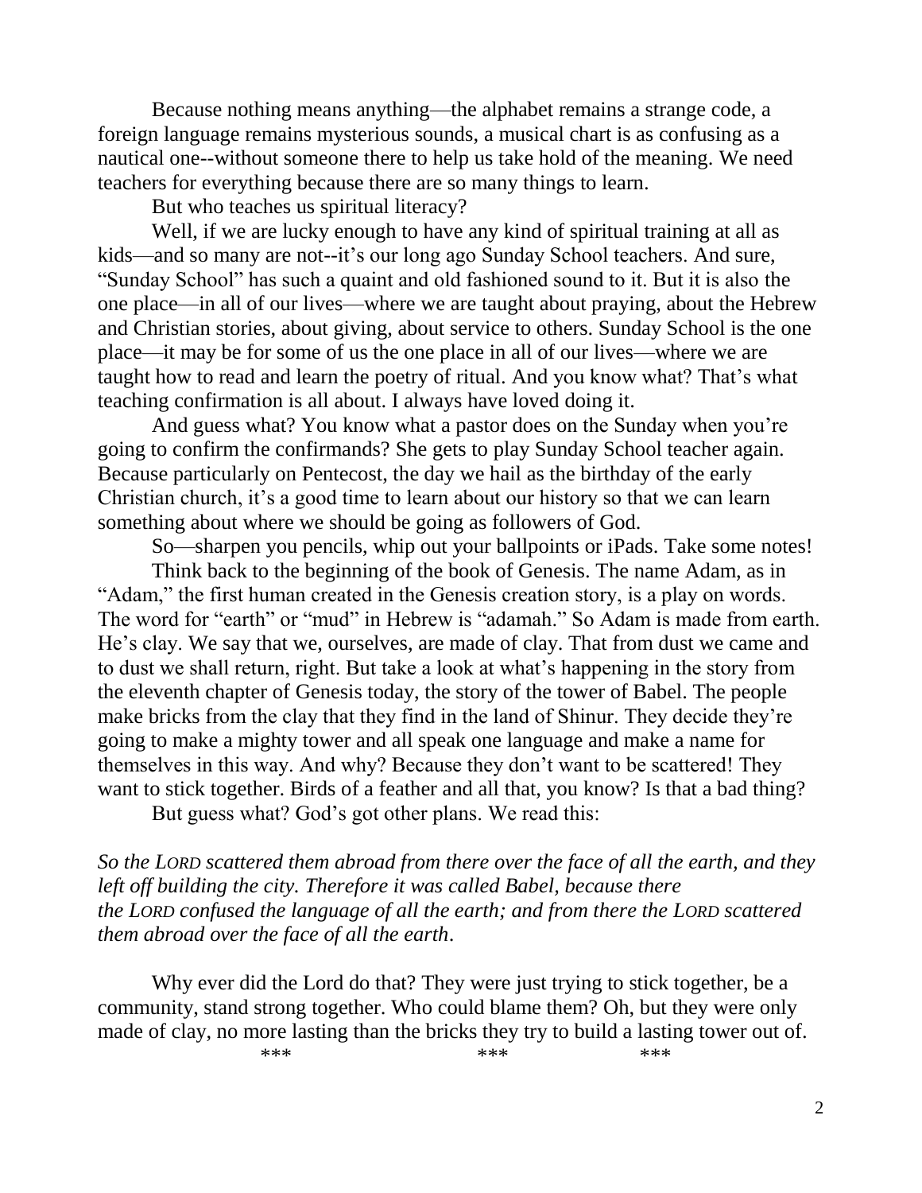Because nothing means anything—the alphabet remains a strange code, a foreign language remains mysterious sounds, a musical chart is as confusing as a nautical one--without someone there to help us take hold of the meaning. We need teachers for everything because there are so many things to learn.

But who teaches us spiritual literacy?

Well, if we are lucky enough to have any kind of spiritual training at all as kids—and so many are not--it's our long ago Sunday School teachers. And sure, "Sunday School" has such a quaint and old fashioned sound to it. But it is also the one place—in all of our lives—where we are taught about praying, about the Hebrew and Christian stories, about giving, about service to others. Sunday School is the one place—it may be for some of us the one place in all of our lives—where we are taught how to read and learn the poetry of ritual. And you know what? That's what teaching confirmation is all about. I always have loved doing it.

And guess what? You know what a pastor does on the Sunday when you're going to confirm the confirmands? She gets to play Sunday School teacher again. Because particularly on Pentecost, the day we hail as the birthday of the early Christian church, it's a good time to learn about our history so that we can learn something about where we should be going as followers of God.

So—sharpen you pencils, whip out your ballpoints or iPads. Take some notes!

Think back to the beginning of the book of Genesis. The name Adam, as in "Adam," the first human created in the Genesis creation story, is a play on words. The word for "earth" or "mud" in Hebrew is "adamah." So Adam is made from earth. He's clay. We say that we, ourselves, are made of clay. That from dust we came and to dust we shall return, right. But take a look at what's happening in the story from the eleventh chapter of Genesis today, the story of the tower of Babel. The people make bricks from the clay that they find in the land of Shinur. They decide they're going to make a mighty tower and all speak one language and make a name for themselves in this way. And why? Because they don't want to be scattered! They want to stick together. Birds of a feather and all that, you know? Is that a bad thing?

But guess what? God's got other plans. We read this:

*So the LORD scattered them abroad from there over the face of all the earth, and they left off building the city. Therefore it was called Babel, because there the LORD confused the language of all the earth; and from there the LORD scattered them abroad over the face of all the earth.*

Why ever did the Lord do that? They were just trying to stick together, be a community, stand strong together. Who could blame them? Oh, but they were only made of clay, no more lasting than the bricks they try to build a lasting tower out of.

\*\*\* \*\*\* \*\*\*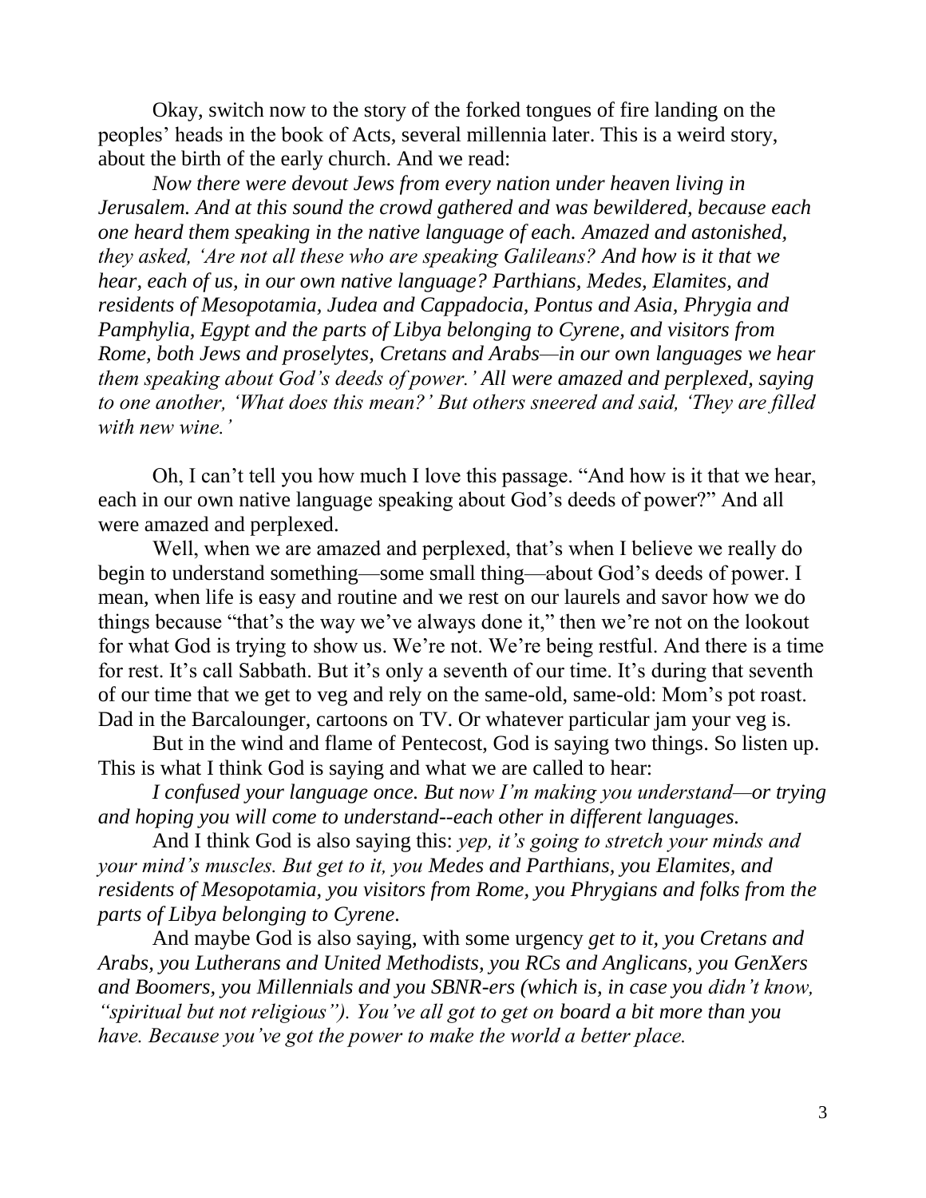Okay, switch now to the story of the forked tongues of fire landing on the peoples' heads in the book of Acts, several millennia later. This is a weird story, about the birth of the early church. And we read:

*Now there were devout Jews from every nation under heaven living in Jerusalem. And at this sound the crowd gathered and was bewildered, because each one heard them speaking in the native language of each. Amazed and astonished, they asked, 'Are not all these who are speaking Galileans? And how is it that we hear, each of us, in our own native language? Parthians, Medes, Elamites, and residents of Mesopotamia, Judea and Cappadocia, Pontus and Asia, Phrygia and Pamphylia, Egypt and the parts of Libya belonging to Cyrene, and visitors from Rome, both Jews and proselytes, Cretans and Arabs—in our own languages we hear them speaking about God's deeds of power.' All were amazed and perplexed, saying to one another, 'What does this mean?' But others sneered and said, 'They are filled with new wine.'*

Oh, I can't tell you how much I love this passage. "And how is it that we hear, each in our own native language speaking about God's deeds of power?" And all were amazed and perplexed.

Well, when we are amazed and perplexed, that's when I believe we really do begin to understand something—some small thing—about God's deeds of power. I mean, when life is easy and routine and we rest on our laurels and savor how we do things because "that's the way we've always done it," then we're not on the lookout for what God is trying to show us. We're not. We're being restful. And there is a time for rest. It's call Sabbath. But it's only a seventh of our time. It's during that seventh of our time that we get to veg and rely on the same-old, same-old: Mom's pot roast. Dad in the Barcalounger, cartoons on TV. Or whatever particular jam your veg is.

But in the wind and flame of Pentecost, God is saying two things. So listen up. This is what I think God is saying and what we are called to hear:

*I confused your language once. But now I'm making you understand—or trying and hoping you will come to understand--each other in different languages.*

And I think God is also saying this: *yep, it's going to stretch your minds and your mind's muscles. But get to it, you Medes and Parthians, you Elamites, and residents of Mesopotamia, you visitors from Rome, you Phrygians and folks from the parts of Libya belonging to Cyrene.*

And maybe God is also saying, with some urgency *get to it, you Cretans and Arabs, you Lutherans and United Methodists, you RCs and Anglicans, you GenXers and Boomers, you Millennials and you SBNR-ers (which is, in case you didn't know, "spiritual but not religious"). You've all got to get on board a bit more than you have. Because you've got the power to make the world a better place.*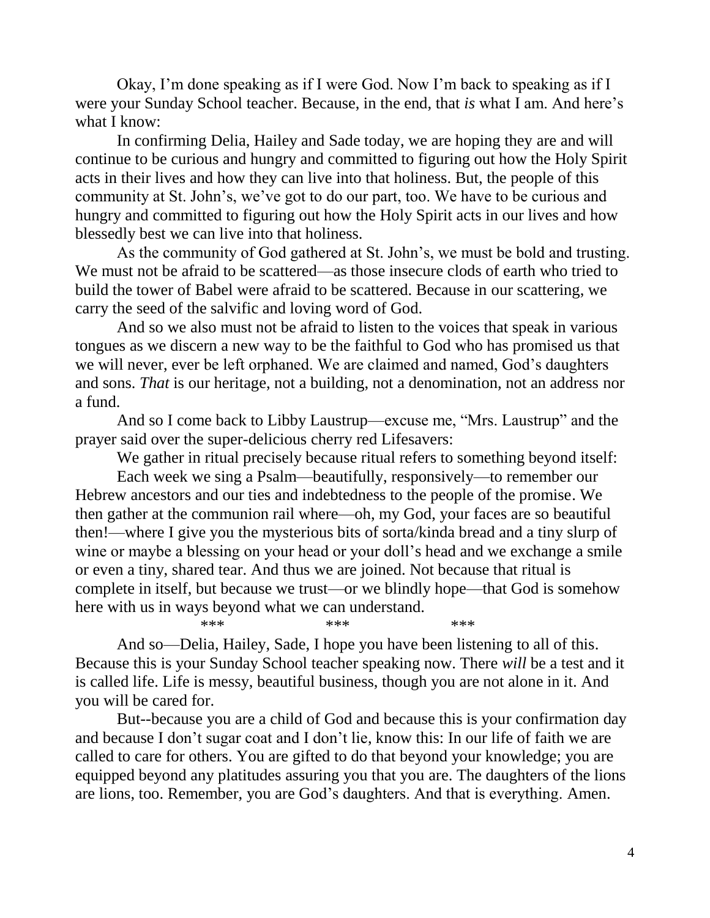Okay, I'm done speaking as if I were God. Now I'm back to speaking as if I were your Sunday School teacher. Because, in the end, that *is* what I am. And here's what I know:

In confirming Delia, Hailey and Sade today, we are hoping they are and will continue to be curious and hungry and committed to figuring out how the Holy Spirit acts in their lives and how they can live into that holiness. But, the people of this community at St. John's, we've got to do our part, too. We have to be curious and hungry and committed to figuring out how the Holy Spirit acts in our lives and how blessedly best we can live into that holiness.

As the community of God gathered at St. John's, we must be bold and trusting. We must not be afraid to be scattered—as those insecure clods of earth who tried to build the tower of Babel were afraid to be scattered. Because in our scattering, we carry the seed of the salvific and loving word of God.

And so we also must not be afraid to listen to the voices that speak in various tongues as we discern a new way to be the faithful to God who has promised us that we will never, ever be left orphaned. We are claimed and named, God's daughters and sons. *That* is our heritage, not a building, not a denomination, not an address nor a fund.

And so I come back to Libby Laustrup—excuse me, "Mrs. Laustrup" and the prayer said over the super-delicious cherry red Lifesavers:

We gather in ritual precisely because ritual refers to something beyond itself:

Each week we sing a Psalm—beautifully, responsively—to remember our Hebrew ancestors and our ties and indebtedness to the people of the promise. We then gather at the communion rail where—oh, my God, your faces are so beautiful then!—where I give you the mysterious bits of sorta/kinda bread and a tiny slurp of wine or maybe a blessing on your head or your doll's head and we exchange a smile or even a tiny, shared tear. And thus we are joined. Not because that ritual is complete in itself, but because we trust—or we blindly hope—that God is somehow here with us in ways beyond what we can understand.

\*\*\* \*\*\* \*\*\*

And so—Delia, Hailey, Sade, I hope you have been listening to all of this. Because this is your Sunday School teacher speaking now. There *will* be a test and it is called life. Life is messy, beautiful business, though you are not alone in it. And you will be cared for.

But--because you are a child of God and because this is your confirmation day and because I don't sugar coat and I don't lie, know this: In our life of faith we are called to care for others. You are gifted to do that beyond your knowledge; you are equipped beyond any platitudes assuring you that you are. The daughters of the lions are lions, too. Remember, you are God's daughters. And that is everything. Amen.